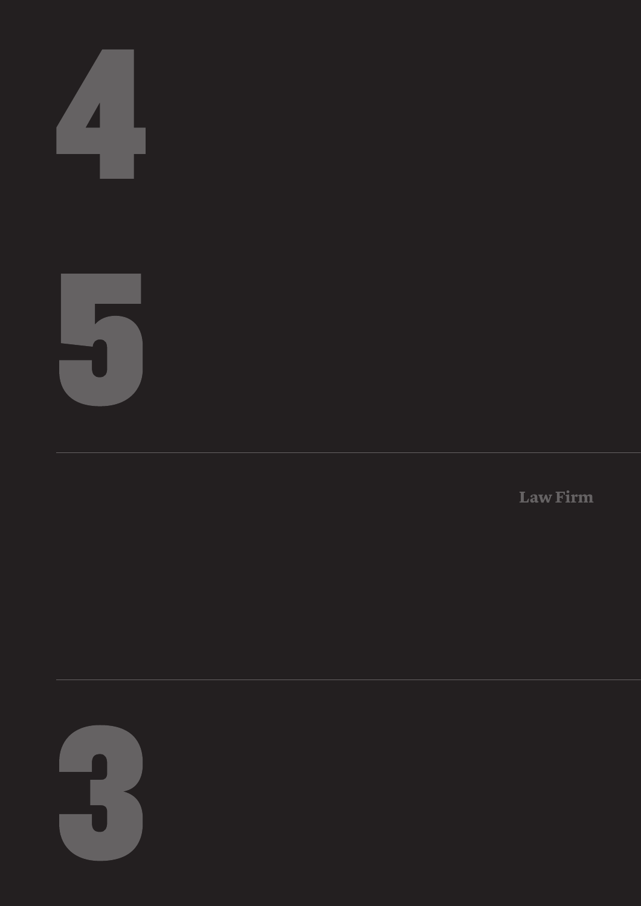# 4

# 5

Law Firm

# 3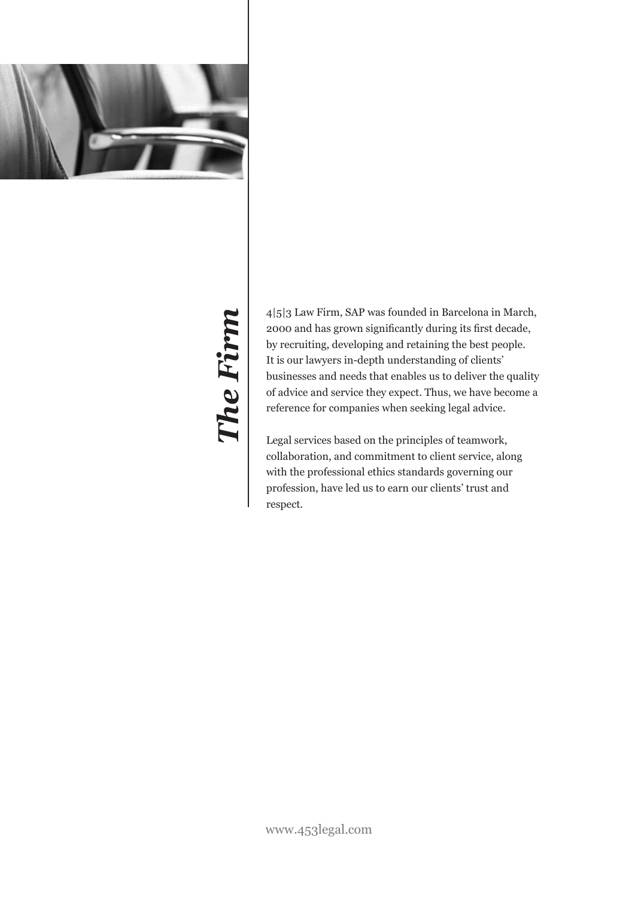# *The Firm*

4|5|3 Law Firm, SAP was founded in Barcelona in March, 2000 and has grown significantly during its first decade, by recruiting, developing and retaining the best people. It is our lawyers in-depth understanding of clients' businesses and needs that enables us to deliver the quality of advice and service they expect. Thus, we have become a reference for companies when seeking legal advice.

Legal services based on the principles of teamwork, collaboration, and commitment to client service, along with the professional ethics standards governing our profession, have led us to earn our clients' trust and respect.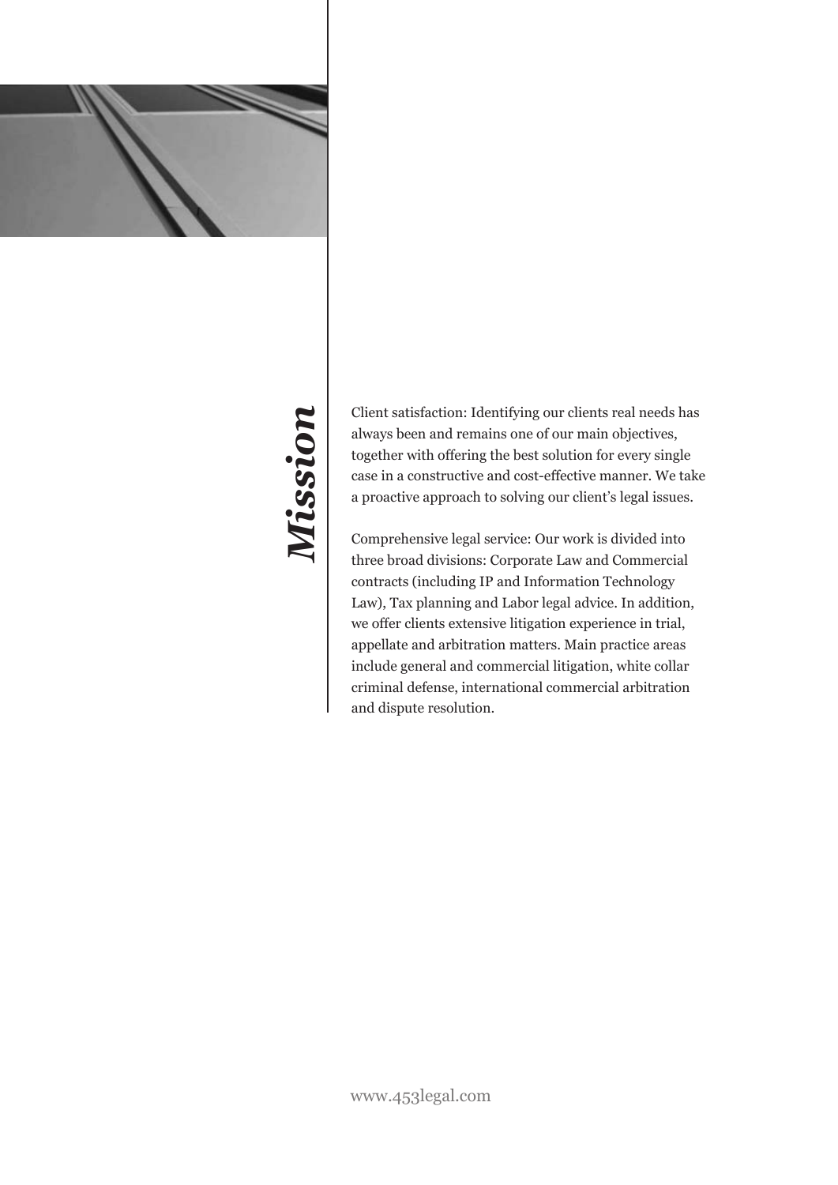# *Mission*

Client satisfaction: Identifying our clients real needs has always been and remains one of our main objectives, together with offering the best solution for every single case in a constructive and cost-effective manner. We take a proactive approach to solving our client's legal issues.

Comprehensive legal service: Our work is divided into three broad divisions: Corporate Law and Commercial contracts (including IP and Information Technology Law), Tax planning and Labor legal advice. In addition, we offer clients extensive litigation experience in trial, appellate and arbitration matters. Main practice areas include general and commercial litigation, white collar criminal defense, international commercial arbitration and dispute resolution.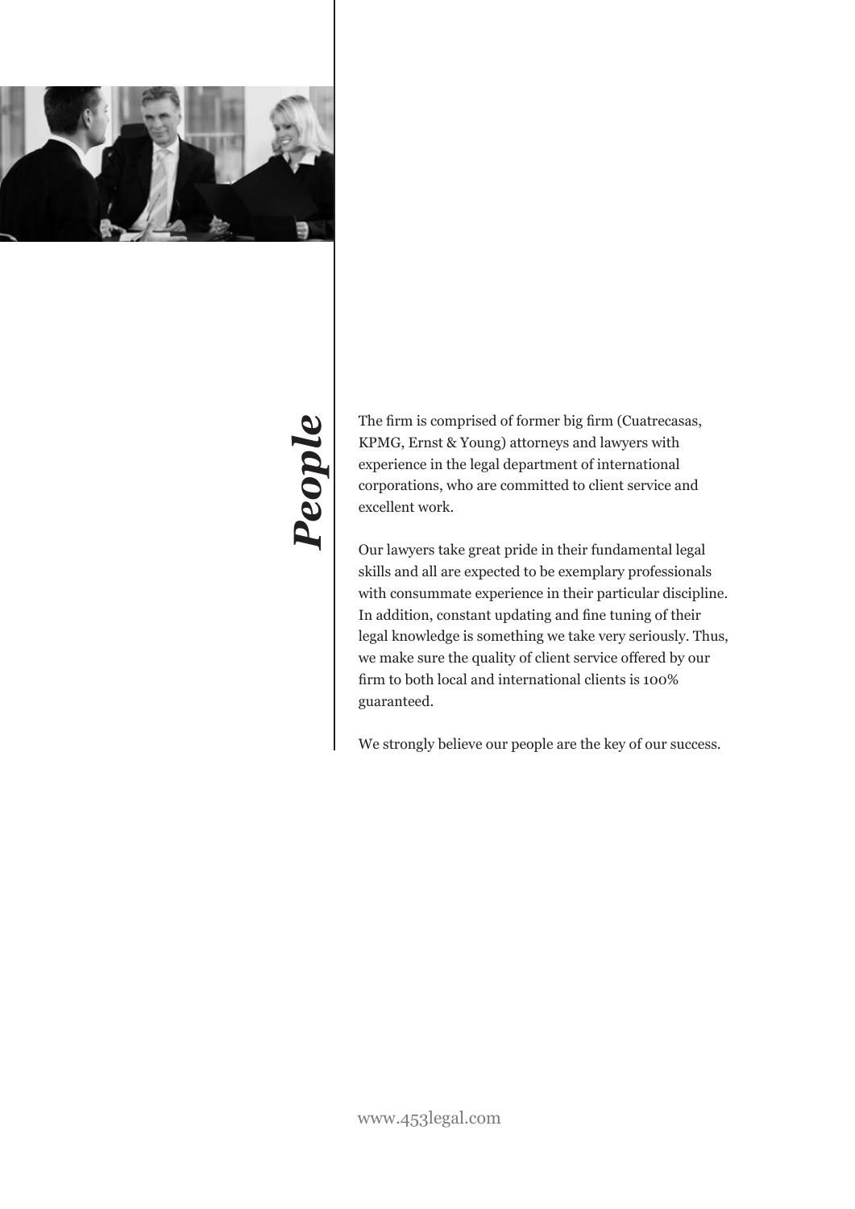# *People*

The firm is comprised of former big firm (Cuatrecasas, KPMG, Ernst & Young) attorneys and lawyers with experience in the legal department of international corporations, who are committed to client service and excellent work.

Our lawyers take great pride in their fundamental legal skills and all are expected to be exemplary professionals with consummate experience in their particular discipline. In addition, constant updating and fine tuning of their legal knowledge is something we take very seriously. Thus, we make sure the quality of client service offered by our firm to both local and international clients is 100% guaranteed.

We strongly believe our people are the key of our success.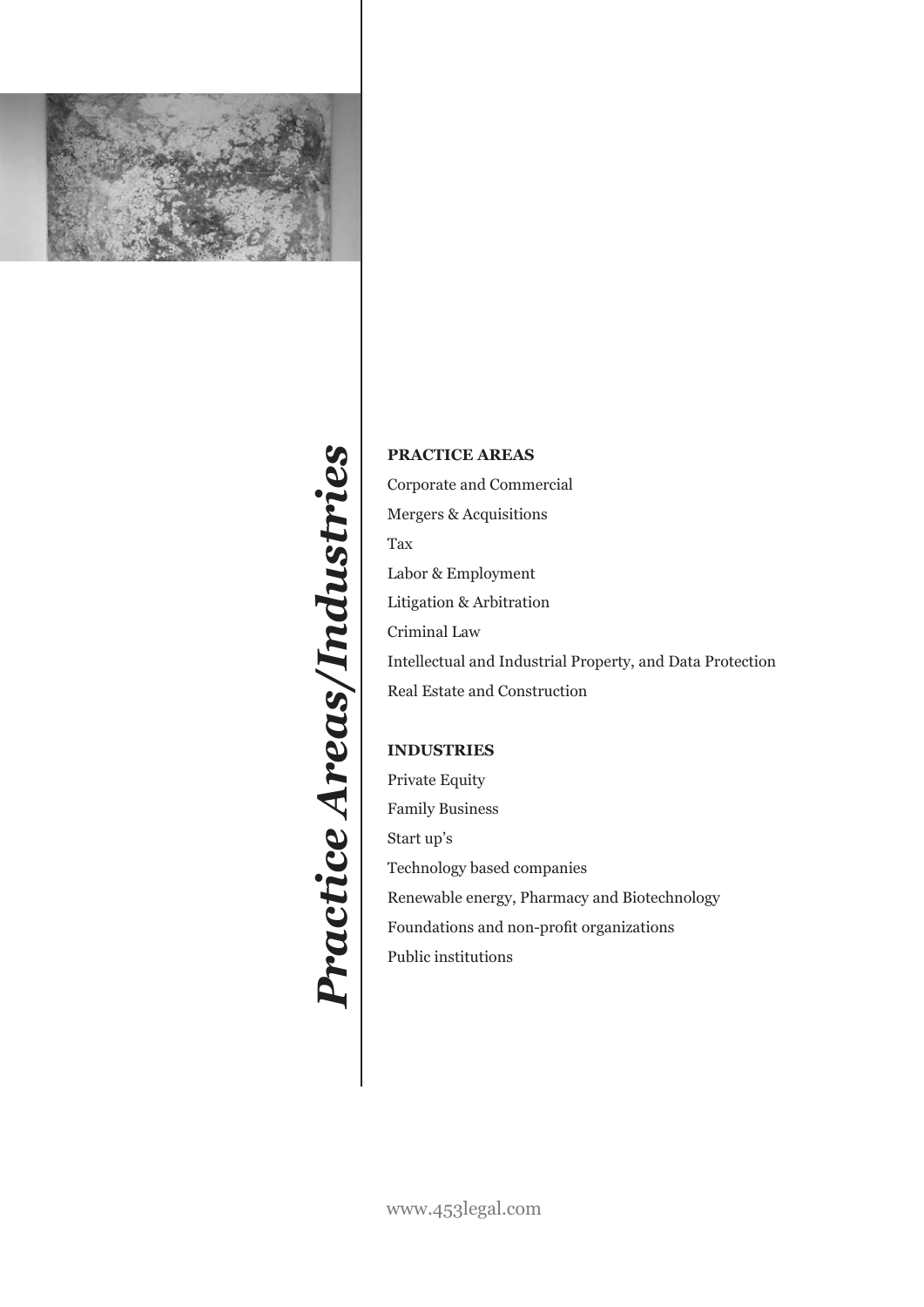# *Practice Areas/Industries*

**PRACTICE AREAS**

Corporate and Commercial

Mergers & Acquisitions

Tax

Labor & Employment

Litigation & Arbitration

Criminal Law

Intellectual and Industrial Property, and Data Protection

Real Estate and Construction

**INDUSTRIES**

Private Equity

Family Business

Start up's

Technology based companies

Renewable energy, Pharmacy and Biotechnology

Foundations and non-profit organizations

Public institutions

www.453legal.com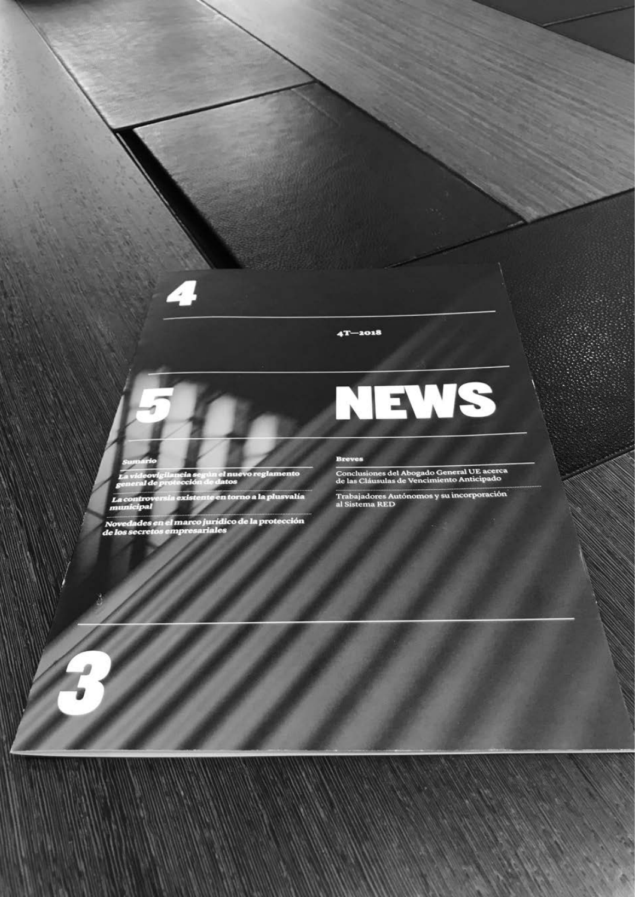4

4T—2018

5

# NEWS

**Sumario**

La videovigilancia según el nuevo reglamento general de protección de datos

La controversia existente en torno a la plusvalía municipal

Novedades en el marco jurídico de la protección de los secretos empresariales

**Breves**

Conclusiones del Abogado General UE acerca de las Cláusulas de Vencimiento Anticipado

Trabajadores Autónomos y su incorporación al Sistema RED

3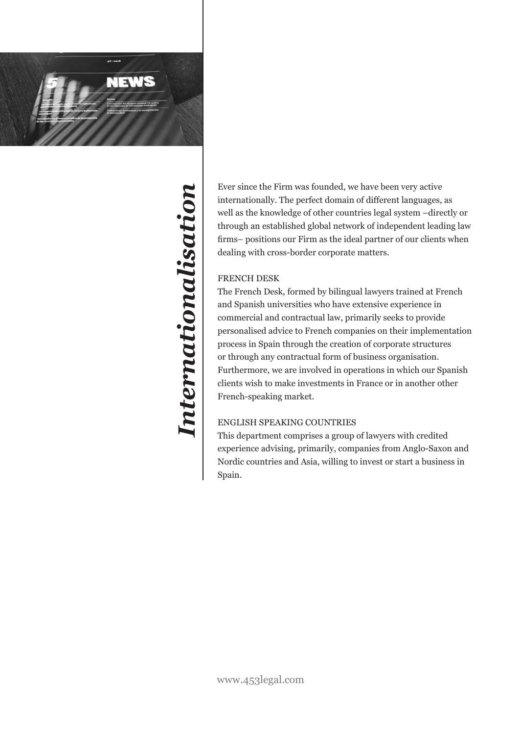# *Internationalisation*

Ever since the Firm was founded, we have been very active internationally. The perfect domain of different languages, as well as the knowledge of other countries legal system –directly or through an established global network of independent leading law firms– positions our Firm as the ideal partner of our clients when dealing with cross-border corporate matters.

## FRENCH DESK

The French Desk, formed by bilingual lawyers trained at French and Spanish universities who have extensive experience in commercial and contractual law, primarily seeks to provide personalised advice to French companies on their implementation process in Spain through the creation of corporate structures or through any contractual form of business organisation. Furthermore, we are involved in operations in which our Spanish clients wish to make investments in France or in another other French-speaking market.

## ENGLISH SPEAKING COUNTRIES

This department comprises a group of lawyers with credited experience advising, primarily, companies from Anglo-Saxon and Nordic countries and Asia, willing to invest or start a business in Spain.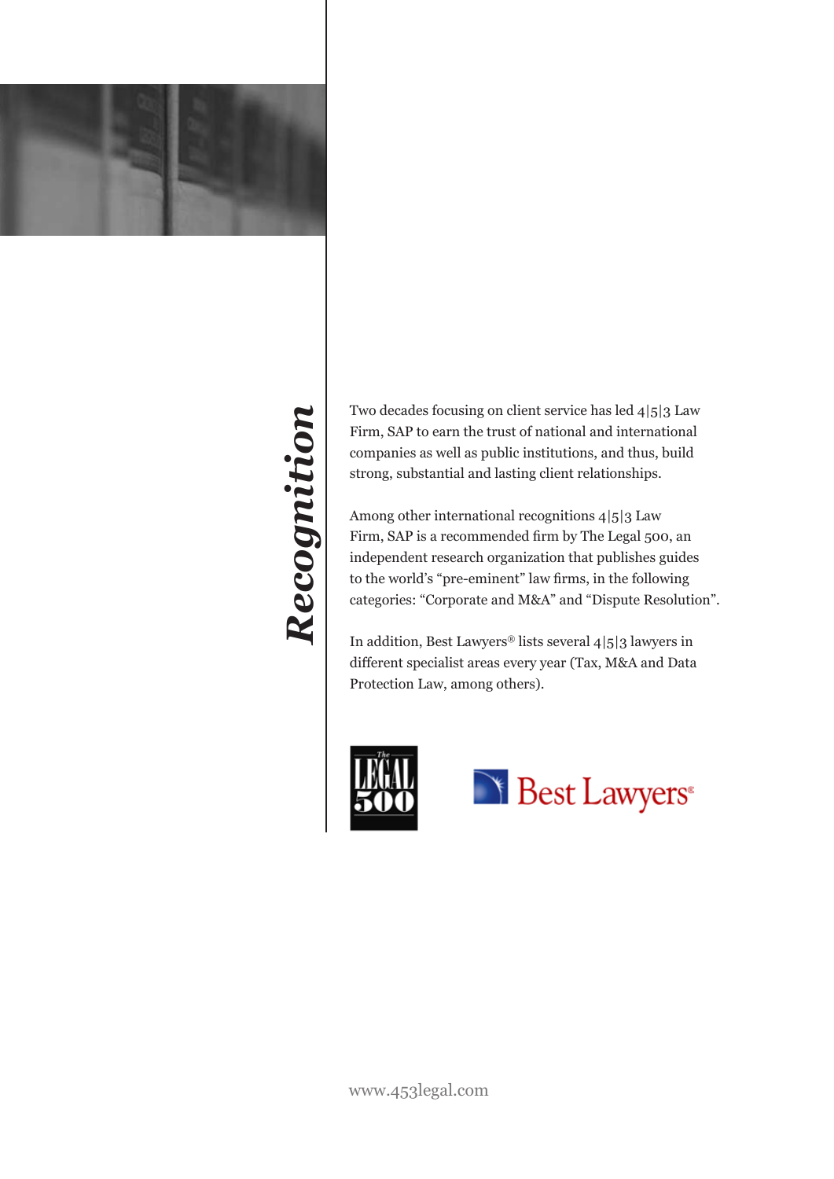# *Recognition*

Two decades focusing on client service has led 4|5|3 Law Firm, SAP to earn the trust of national and international companies as well as public institutions, and thus, build strong, substantial and lasting client relationships.

Among other international recognitions 4|5|3 Law Firm, SAP is a recommended firm by The Legal 500, an independent research organization that publishes guides to the world's "pre-eminent" law firms, in the following categories: "Corporate and M&A" and "Dispute Resolution".

In addition, Best Lawyers® lists several 4|5|3 lawyers in different specialist areas every year (Tax, M&A and Data Protection Law, among others).

The Legal 500

Best Lawyers®

www.453legal.com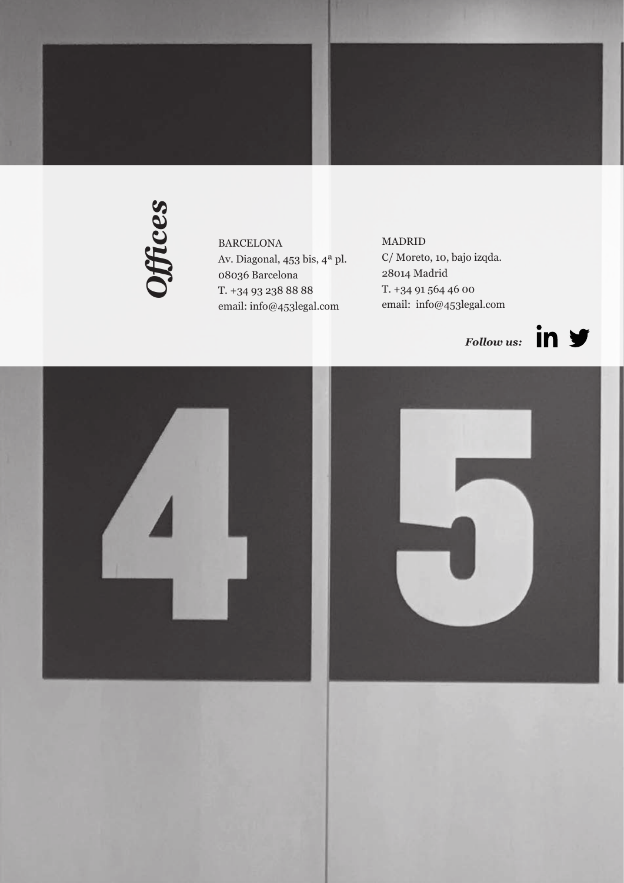## *Offices*

BARCELONA
Av. Diagonal, 453 bis, 4ª pl.
08036 Barcelona
T. +34 93 238 88 88
email: info@453legal.com

MADRID
C/ Moreto, 10, bajo izqda.
28014 Madrid
T. +34 91 564 46 00
email: info@453legal.com

***Follow us:***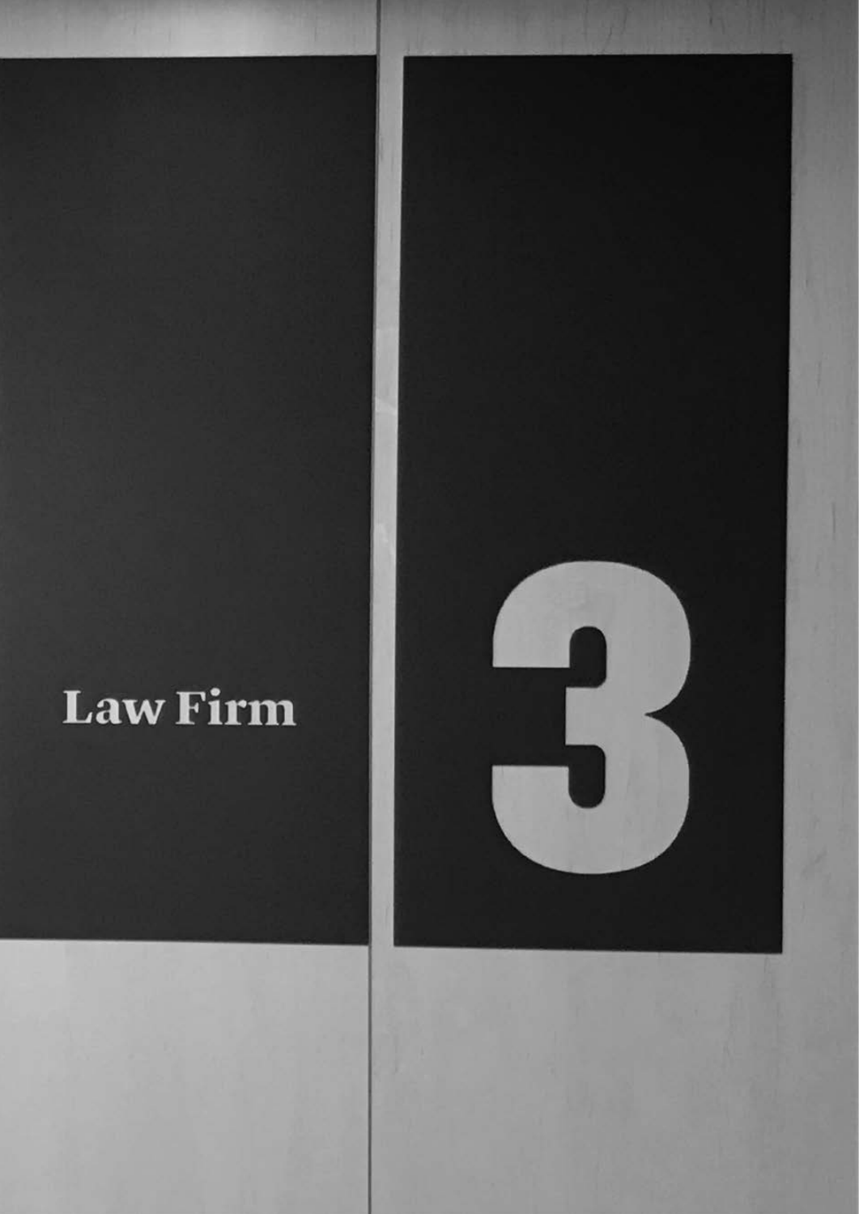Law Firm

3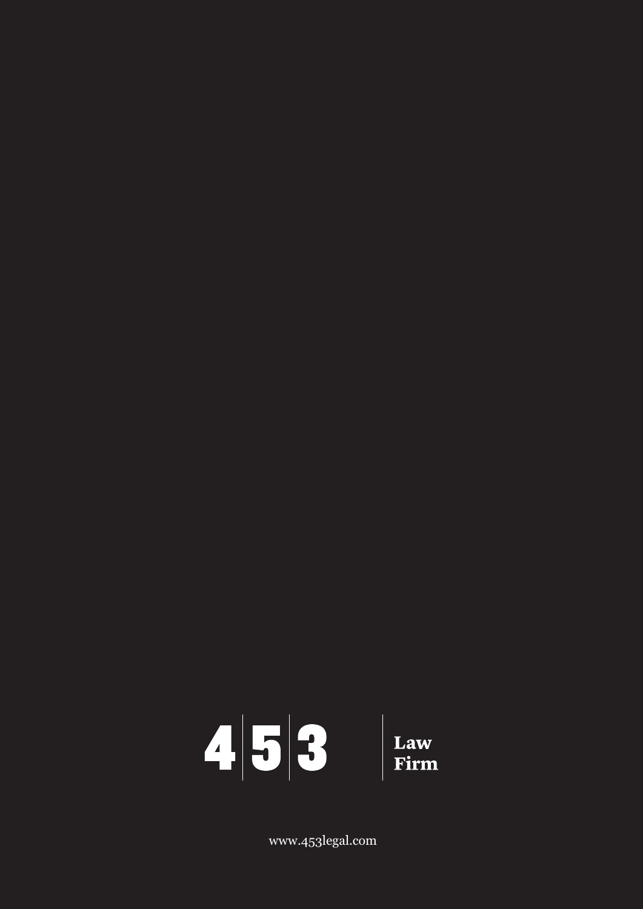453 Law Firm

www.453legal.com